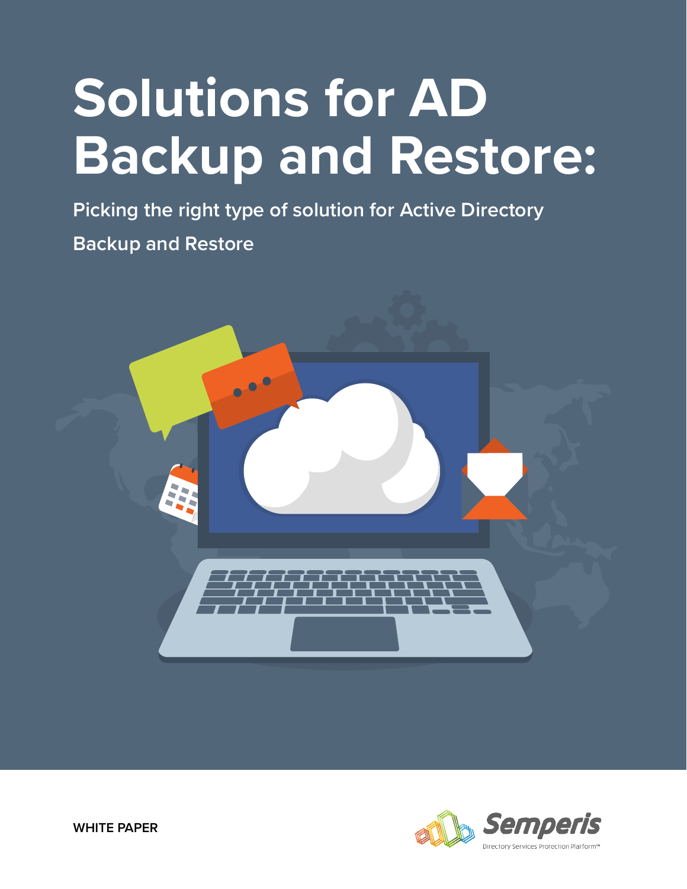# Solutions for AD Backup and Restore:

## Picking the right type of solution for Active Directory Backup and Restore

WHITE PAPER

Semperis

Directory Services Protection Platform™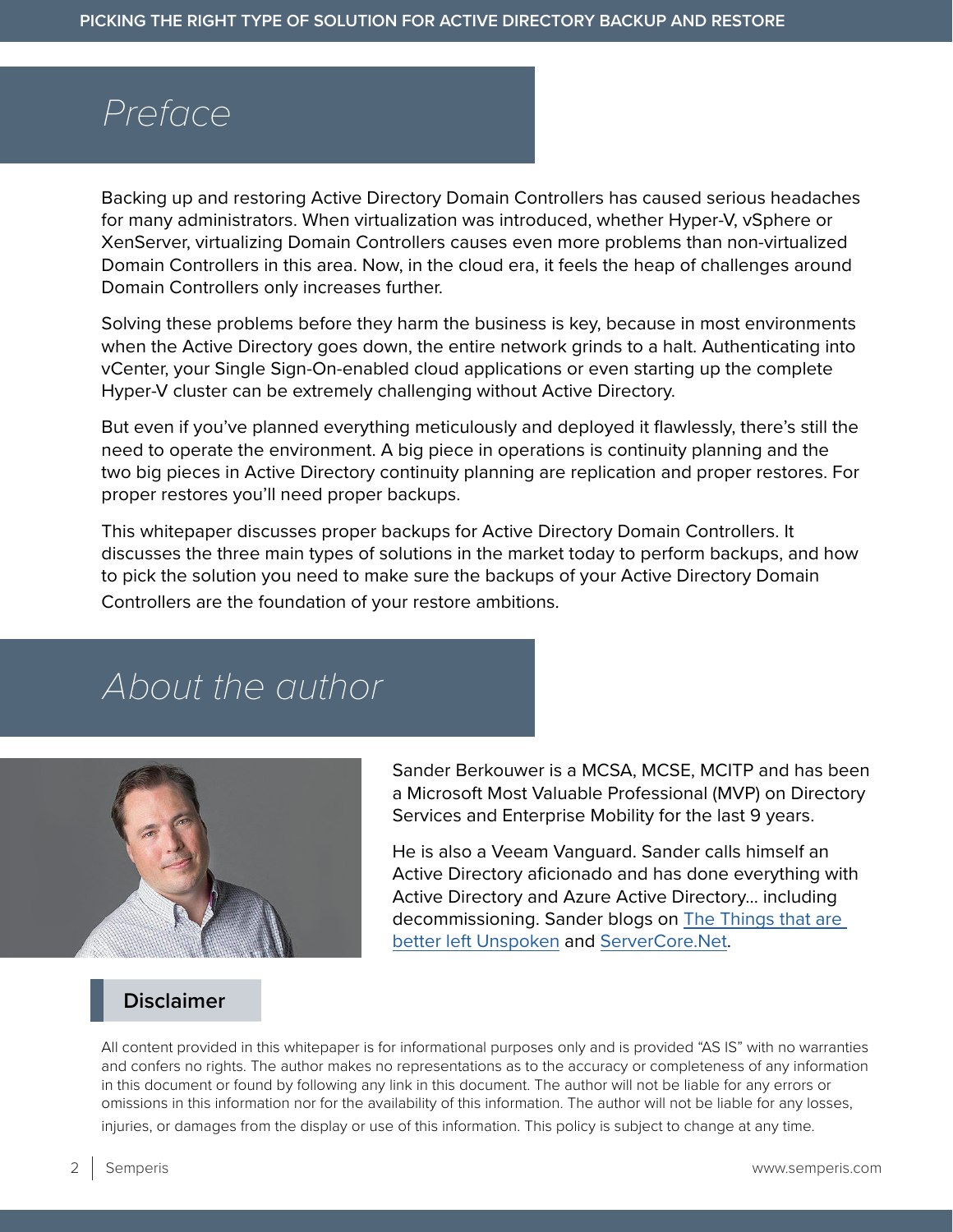# Preface

Backing up and restoring Active Directory Domain Controllers has caused serious headaches for many administrators. When virtualization was introduced, whether Hyper-V, vSphere or XenServer, virtualizing Domain Controllers causes even more problems than non-virtualized Domain Controllers in this area. Now, in the cloud era, it feels the heap of challenges around Domain Controllers only increases further.

Solving these problems before they harm the business is key, because in most environments when the Active Directory goes down, the entire network grinds to a halt. Authenticating into vCenter, your Single Sign-On-enabled cloud applications or even starting up the complete Hyper-V cluster can be extremely challenging without Active Directory.

But even if you've planned everything meticulously and deployed it flawlessly, there's still the need to operate the environment. A big piece in operations is continuity planning and the two big pieces in Active Directory continuity planning are replication and proper restores. For proper restores you'll need proper backups.

This whitepaper discusses proper backups for Active Directory Domain Controllers. It discusses the three main types of solutions in the market today to perform backups, and how to pick the solution you need to make sure the backups of your Active Directory Domain Controllers are the foundation of your restore ambitions.

# About the author

Sander Berkouwer is a MCSA, MCSE, MCITP and has been a Microsoft Most Valuable Professional (MVP) on Directory Services and Enterprise Mobility for the last 9 years.

He is also a Veeam Vanguard. Sander calls himself an Active Directory aficionado and has done everything with Active Directory and Azure Active Directory… including decommissioning. Sander blogs on The Things that are better left Unspoken and ServerCore.Net.

## Disclaimer

All content provided in this whitepaper is for informational purposes only and is provided "AS IS" with no warranties and confers no rights. The author makes no representations as to the accuracy or completeness of any information in this document or found by following any link in this document. The author will not be liable for any errors or omissions in this information nor for the availability of this information. The author will not be liable for any losses, injuries, or damages from the display or use of this information. This policy is subject to change at any time.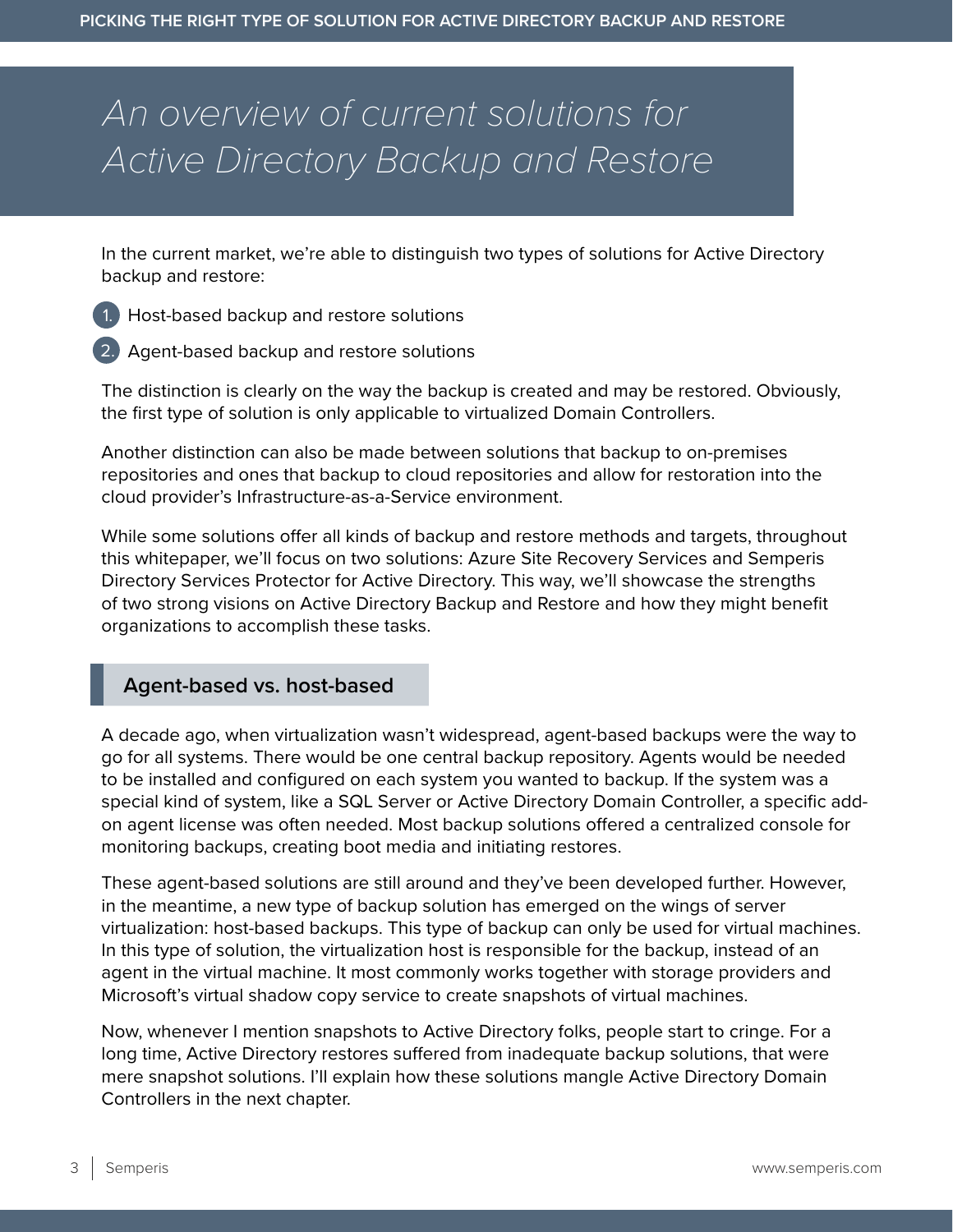# An overview of current solutions for Active Directory Backup and Restore

In the current market, we're able to distinguish two types of solutions for Active Directory backup and restore:

1. Host-based backup and restore solutions
2. Agent-based backup and restore solutions

The distinction is clearly on the way the backup is created and may be restored. Obviously, the first type of solution is only applicable to virtualized Domain Controllers.

Another distinction can also be made between solutions that backup to on-premises repositories and ones that backup to cloud repositories and allow for restoration into the cloud provider's Infrastructure-as-a-Service environment.

While some solutions offer all kinds of backup and restore methods and targets, throughout this whitepaper, we'll focus on two solutions: Azure Site Recovery Services and Semperis Directory Services Protector for Active Directory. This way, we'll showcase the strengths of two strong visions on Active Directory Backup and Restore and how they might benefit organizations to accomplish these tasks.

## Agent-based vs. host-based

A decade ago, when virtualization wasn't widespread, agent-based backups were the way to go for all systems. There would be one central backup repository. Agents would be needed to be installed and configured on each system you wanted to backup. If the system was a special kind of system, like a SQL Server or Active Directory Domain Controller, a specific add-on agent license was often needed. Most backup solutions offered a centralized console for monitoring backups, creating boot media and initiating restores.

These agent-based solutions are still around and they've been developed further. However, in the meantime, a new type of backup solution has emerged on the wings of server virtualization: host-based backups. This type of backup can only be used for virtual machines. In this type of solution, the virtualization host is responsible for the backup, instead of an agent in the virtual machine. It most commonly works together with storage providers and Microsoft's virtual shadow copy service to create snapshots of virtual machines.

Now, whenever I mention snapshots to Active Directory folks, people start to cringe. For a long time, Active Directory restores suffered from inadequate backup solutions, that were mere snapshot solutions. I'll explain how these solutions mangle Active Directory Domain Controllers in the next chapter.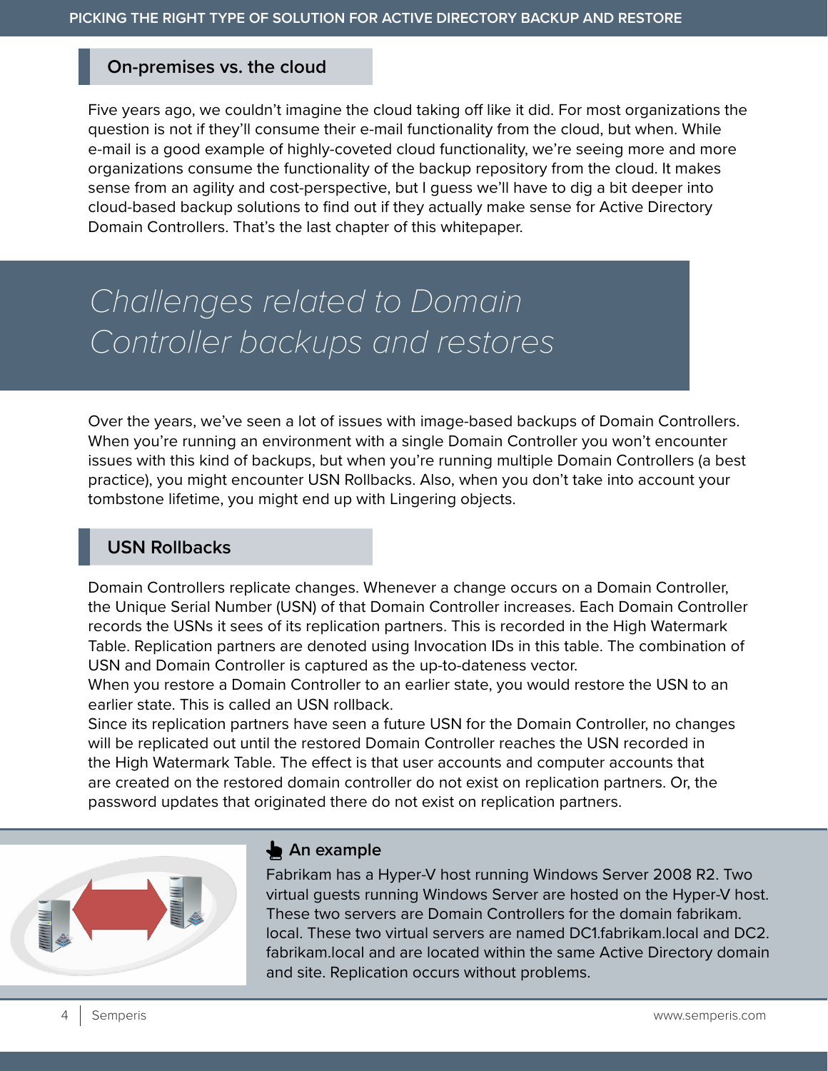## On-premises vs. the cloud

Five years ago, we couldn't imagine the cloud taking off like it did. For most organizations the question is not if they'll consume their e-mail functionality from the cloud, but when. While e-mail is a good example of highly-coveted cloud functionality, we're seeing more and more organizations consume the functionality of the backup repository from the cloud. It makes sense from an agility and cost-perspective, but I guess we'll have to dig a bit deeper into cloud-based backup solutions to find out if they actually make sense for Active Directory Domain Controllers. That's the last chapter of this whitepaper.

# *Challenges related to Domain Controller backups and restores*

Over the years, we've seen a lot of issues with image-based backups of Domain Controllers. When you're running an environment with a single Domain Controller you won't encounter issues with this kind of backups, but when you're running multiple Domain Controllers (a best practice), you might encounter USN Rollbacks. Also, when you don't take into account your tombstone lifetime, you might end up with Lingering objects.

## USN Rollbacks

Domain Controllers replicate changes. Whenever a change occurs on a Domain Controller, the Unique Serial Number (USN) of that Domain Controller increases. Each Domain Controller records the USNs it sees of its replication partners. This is recorded in the High Watermark Table. Replication partners are denoted using Invocation IDs in this table. The combination of USN and Domain Controller is captured as the up-to-dateness vector.

When you restore a Domain Controller to an earlier state, you would restore the USN to an earlier state. This is called an USN rollback.

Since its replication partners have seen a future USN for the Domain Controller, no changes will be replicated out until the restored Domain Controller reaches the USN recorded in the High Watermark Table. The effect is that user accounts and computer accounts that are created on the restored domain controller do not exist on replication partners. Or, the password updates that originated there do not exist on replication partners.

**An example**

Fabrikam has a Hyper-V host running Windows Server 2008 R2. Two virtual guests running Windows Server are hosted on the Hyper-V host. These two servers are Domain Controllers for the domain fabrikam.local. These two virtual servers are named DC1.fabrikam.local and DC2.fabrikam.local and are located within the same Active Directory domain and site. Replication occurs without problems.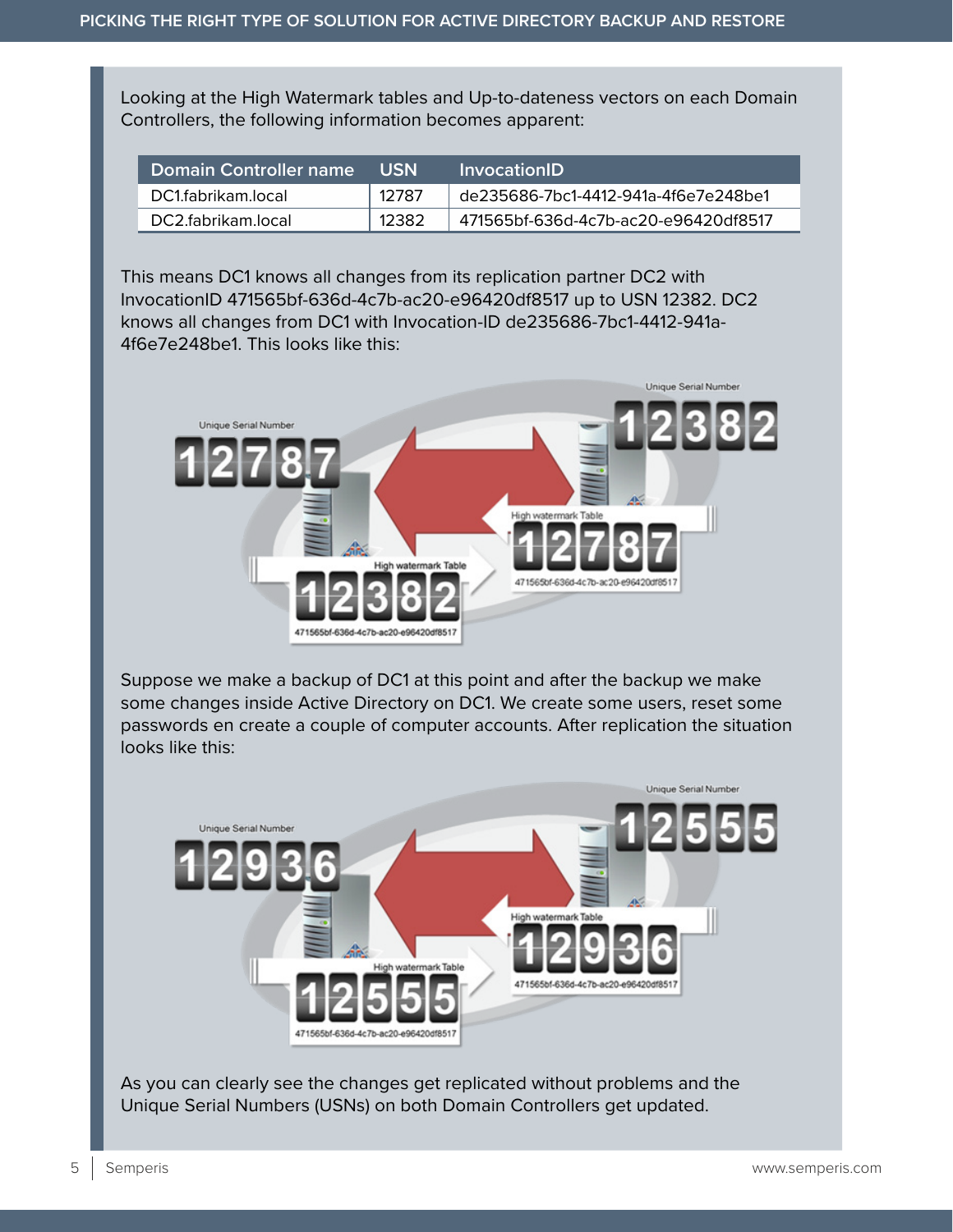Looking at the High Watermark tables and Up-to-dateness vectors on each Domain Controllers, the following information becomes apparent:

| Domain Controller name | USN | InvocationID |
| --- | --- | --- |
| DC1.fabrikam.local | 12787 | de235686-7bc1-4412-941a-4f6e7e248be1 |
| DC2.fabrikam.local | 12382 | 471565bf-636d-4c7b-ac20-e96420df8517 |

This means DC1 knows all changes from its replication partner DC2 with InvocationID 471565bf-636d-4c7b-ac20-e96420df8517 up to USN 12382. DC2 knows all changes from DC1 with Invocation-ID de235686-7bc1-4412-941a-4f6e7e248be1. This looks like this:

Suppose we make a backup of DC1 at this point and after the backup we make some changes inside Active Directory on DC1. We create some users, reset some passwords en create a couple of computer accounts. After replication the situation looks like this:

As you can clearly see the changes get replicated without problems and the Unique Serial Numbers (USNs) on both Domain Controllers get updated.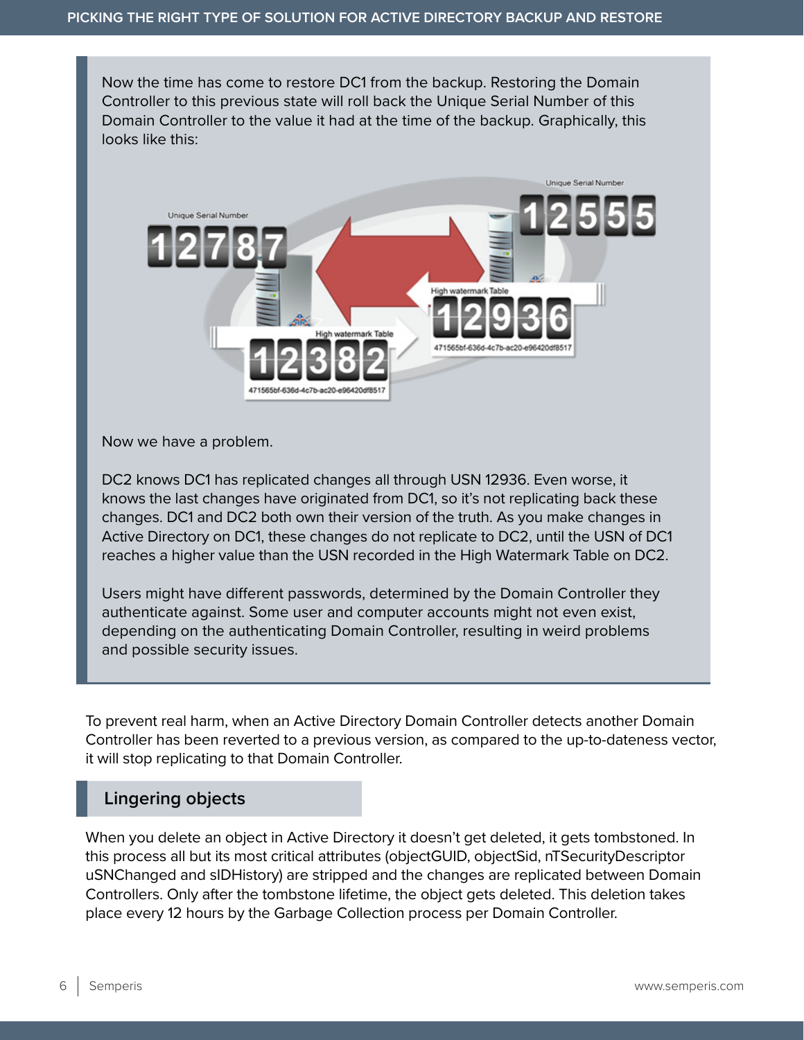Now the time has come to restore DC1 from the backup. Restoring the Domain Controller to this previous state will roll back the Unique Serial Number of this Domain Controller to the value it had at the time of the backup. Graphically, this looks like this:

Now we have a problem.

DC2 knows DC1 has replicated changes all through USN 12936. Even worse, it knows the last changes have originated from DC1, so it's not replicating back these changes. DC1 and DC2 both own their version of the truth. As you make changes in Active Directory on DC1, these changes do not replicate to DC2, until the USN of DC1 reaches a higher value than the USN recorded in the High Watermark Table on DC2.

Users might have different passwords, determined by the Domain Controller they authenticate against. Some user and computer accounts might not even exist, depending on the authenticating Domain Controller, resulting in weird problems and possible security issues.

To prevent real harm, when an Active Directory Domain Controller detects another Domain Controller has been reverted to a previous version, as compared to the up-to-dateness vector, it will stop replicating to that Domain Controller.

## Lingering objects

When you delete an object in Active Directory it doesn't get deleted, it gets tombstoned. In this process all but its most critical attributes (objectGUID, objectSid, nTSecurityDescriptor uSNChanged and sIDHistory) are stripped and the changes are replicated between Domain Controllers. Only after the tombstone lifetime, the object gets deleted. This deletion takes place every 12 hours by the Garbage Collection process per Domain Controller.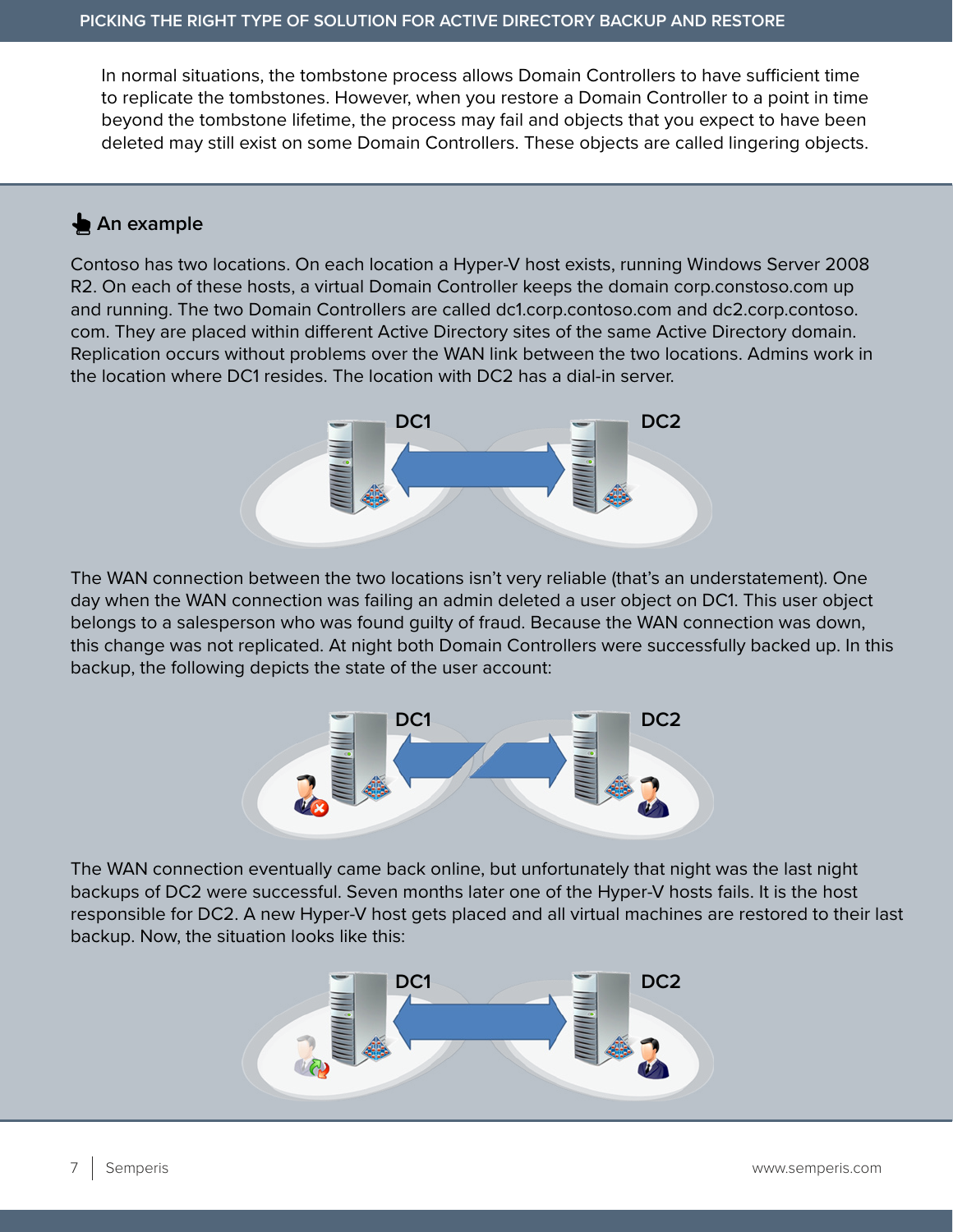In normal situations, the tombstone process allows Domain Controllers to have sufficient time to replicate the tombstones. However, when you restore a Domain Controller to a point in time beyond the tombstone lifetime, the process may fail and objects that you expect to have been deleted may still exist on some Domain Controllers. These objects are called lingering objects.

### An example

Contoso has two locations. On each location a Hyper-V host exists, running Windows Server 2008 R2. On each of these hosts, a virtual Domain Controller keeps the domain corp.constoso.com up and running. The two Domain Controllers are called dc1.corp.contoso.com and dc2.corp.contoso.com. They are placed within different Active Directory sites of the same Active Directory domain. Replication occurs without problems over the WAN link between the two locations. Admins work in the location where DC1 resides. The location with DC2 has a dial-in server.

DC1 DC2

The WAN connection between the two locations isn't very reliable (that's an understatement). One day when the WAN connection was failing an admin deleted a user object on DC1. This user object belongs to a salesperson who was found guilty of fraud. Because the WAN connection was down, this change was not replicated. At night both Domain Controllers were successfully backed up. In this backup, the following depicts the state of the user account:

DC1 DC2

The WAN connection eventually came back online, but unfortunately that night was the last night backups of DC2 were successful. Seven months later one of the Hyper-V hosts fails. It is the host responsible for DC2. A new Hyper-V host gets placed and all virtual machines are restored to their last backup. Now, the situation looks like this:

DC1 DC2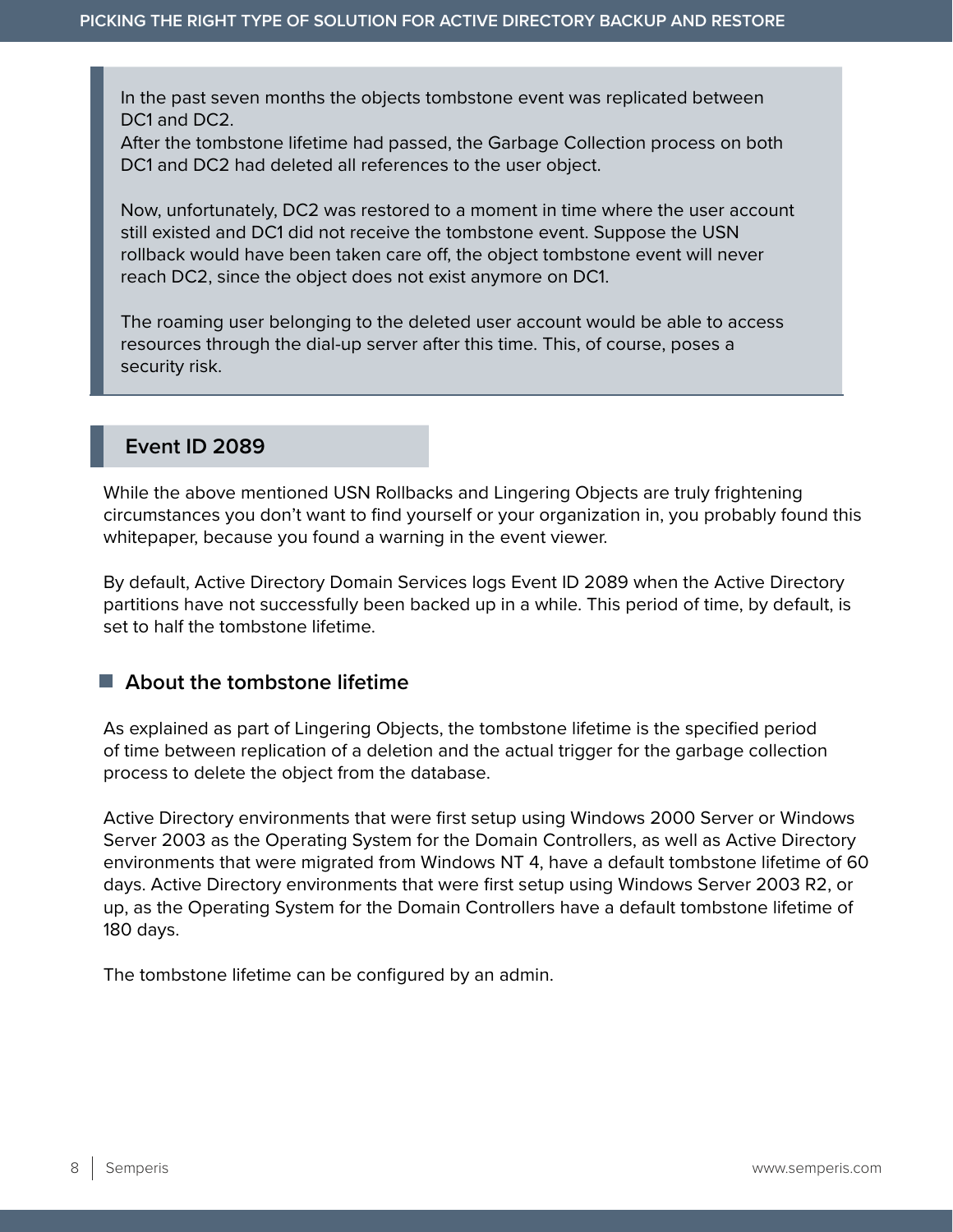> In the past seven months the objects tombstone event was replicated between DC1 and DC2.
> After the tombstone lifetime had passed, the Garbage Collection process on both DC1 and DC2 had deleted all references to the user object.
>
> Now, unfortunately, DC2 was restored to a moment in time where the user account still existed and DC1 did not receive the tombstone event. Suppose the USN rollback would have been taken care off, the object tombstone event will never reach DC2, since the object does not exist anymore on DC1.
>
> The roaming user belonging to the deleted user account would be able to access resources through the dial-up server after this time. This, of course, poses a security risk.

## Event ID 2089

While the above mentioned USN Rollbacks and Lingering Objects are truly frightening circumstances you don't want to find yourself or your organization in, you probably found this whitepaper, because you found a warning in the event viewer.

By default, Active Directory Domain Services logs Event ID 2089 when the Active Directory partitions have not successfully been backed up in a while. This period of time, by default, is set to half the tombstone lifetime.

### About the tombstone lifetime

As explained as part of Lingering Objects, the tombstone lifetime is the specified period of time between replication of a deletion and the actual trigger for the garbage collection process to delete the object from the database.

Active Directory environments that were first setup using Windows 2000 Server or Windows Server 2003 as the Operating System for the Domain Controllers, as well as Active Directory environments that were migrated from Windows NT 4, have a default tombstone lifetime of 60 days. Active Directory environments that were first setup using Windows Server 2003 R2, or up, as the Operating System for the Domain Controllers have a default tombstone lifetime of 180 days.

The tombstone lifetime can be configured by an admin.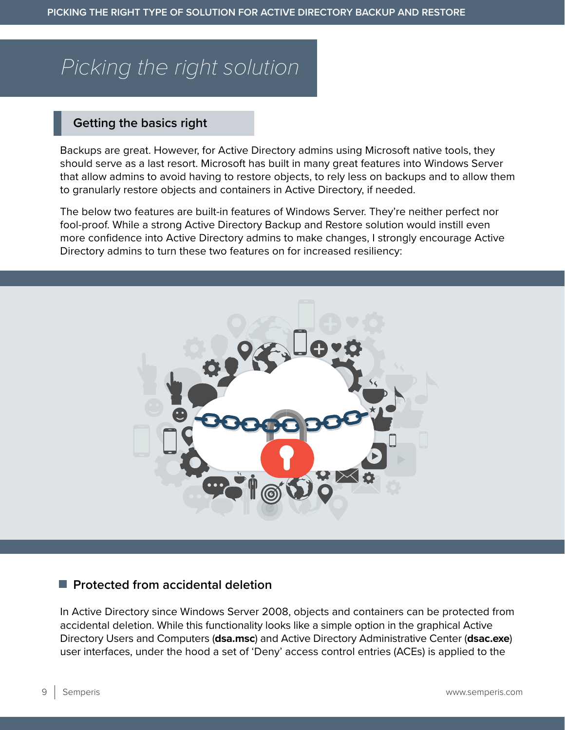# Picking the right solution

## Getting the basics right

Backups are great. However, for Active Directory admins using Microsoft native tools, they should serve as a last resort. Microsoft has built in many great features into Windows Server that allow admins to avoid having to restore objects, to rely less on backups and to allow them to granularly restore objects and containers in Active Directory, if needed.

The below two features are built-in features of Windows Server. They're neither perfect nor fool-proof. While a strong Active Directory Backup and Restore solution would instill even more confidence into Active Directory admins to make changes, I strongly encourage Active Directory admins to turn these two features on for increased resiliency:

### Protected from accidental deletion

In Active Directory since Windows Server 2008, objects and containers can be protected from accidental deletion. While this functionality looks like a simple option in the graphical Active Directory Users and Computers (**dsa.msc**) and Active Directory Administrative Center (**dsac.exe**) user interfaces, under the hood a set of 'Deny' access control entries (ACEs) is applied to the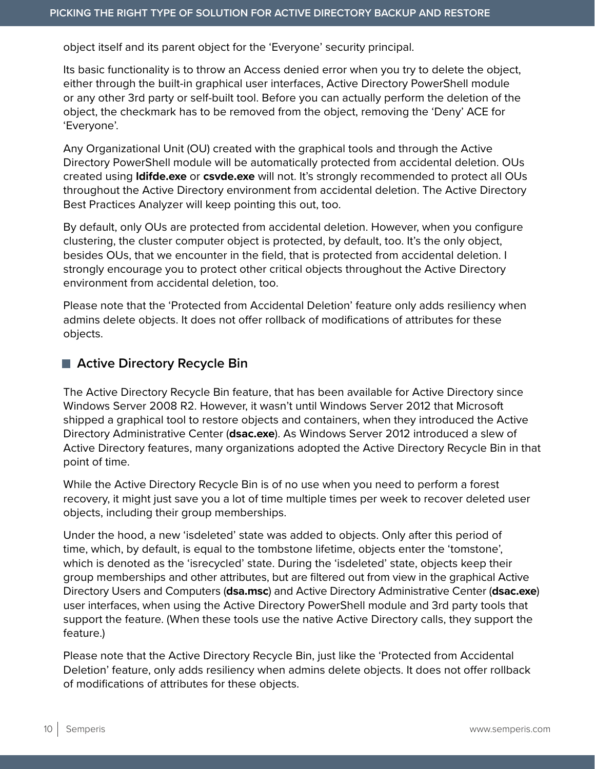object itself and its parent object for the ‘Everyone’ security principal.

Its basic functionality is to throw an Access denied error when you try to delete the object, either through the built-in graphical user interfaces, Active Directory PowerShell module or any other 3rd party or self-built tool. Before you can actually perform the deletion of the object, the checkmark has to be removed from the object, removing the ‘Deny’ ACE for ‘Everyone’.

Any Organizational Unit (OU) created with the graphical tools and through the Active Directory PowerShell module will be automatically protected from accidental deletion. OUs created using **ldifde.exe** or **csvde.exe** will not. It’s strongly recommended to protect all OUs throughout the Active Directory environment from accidental deletion. The Active Directory Best Practices Analyzer will keep pointing this out, too.

By default, only OUs are protected from accidental deletion. However, when you configure clustering, the cluster computer object is protected, by default, too. It’s the only object, besides OUs, that we encounter in the field, that is protected from accidental deletion. I strongly encourage you to protect other critical objects throughout the Active Directory environment from accidental deletion, too.

Please note that the ‘Protected from Accidental Deletion’ feature only adds resiliency when admins delete objects. It does not offer rollback of modifications of attributes for these objects.

## Active Directory Recycle Bin

The Active Directory Recycle Bin feature, that has been available for Active Directory since Windows Server 2008 R2. However, it wasn’t until Windows Server 2012 that Microsoft shipped a graphical tool to restore objects and containers, when they introduced the Active Directory Administrative Center (**dsac.exe**). As Windows Server 2012 introduced a slew of Active Directory features, many organizations adopted the Active Directory Recycle Bin in that point of time.

While the Active Directory Recycle Bin is of no use when you need to perform a forest recovery, it might just save you a lot of time multiple times per week to recover deleted user objects, including their group memberships.

Under the hood, a new ‘isdeleted’ state was added to objects. Only after this period of time, which, by default, is equal to the tombstone lifetime, objects enter the ‘tomstone’, which is denoted as the ‘isrecycled’ state. During the ‘isdeleted’ state, objects keep their group memberships and other attributes, but are filtered out from view in the graphical Active Directory Users and Computers (**dsa.msc**) and Active Directory Administrative Center (**dsac.exe**) user interfaces, when using the Active Directory PowerShell module and 3rd party tools that support the feature. (When these tools use the native Active Directory calls, they support the feature.)

Please note that the Active Directory Recycle Bin, just like the ‘Protected from Accidental Deletion’ feature, only adds resiliency when admins delete objects. It does not offer rollback of modifications of attributes for these objects.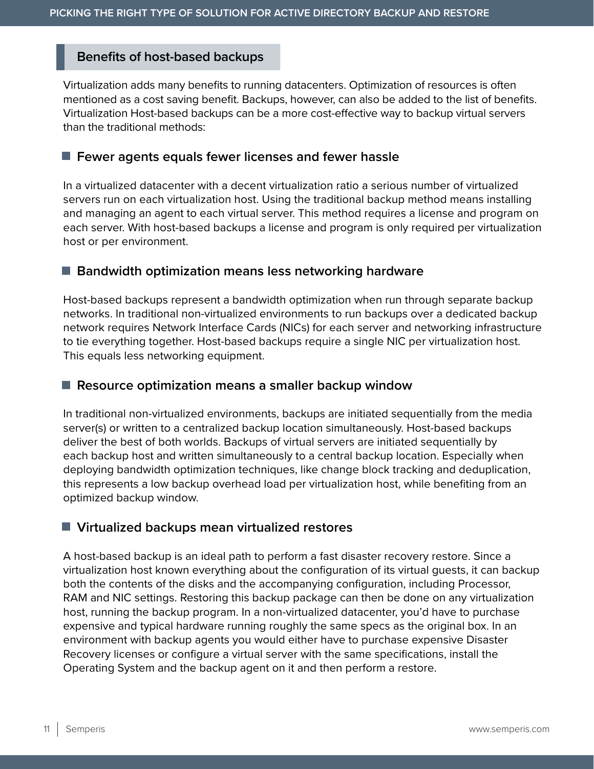## Benefits of host-based backups

Virtualization adds many benefits to running datacenters. Optimization of resources is often mentioned as a cost saving benefit. Backups, however, can also be added to the list of benefits. Virtualization Host-based backups can be a more cost-effective way to backup virtual servers than the traditional methods:

### Fewer agents equals fewer licenses and fewer hassle

In a virtualized datacenter with a decent virtualization ratio a serious number of virtualized servers run on each virtualization host. Using the traditional backup method means installing and managing an agent to each virtual server. This method requires a license and program on each server. With host-based backups a license and program is only required per virtualization host or per environment.

### Bandwidth optimization means less networking hardware

Host-based backups represent a bandwidth optimization when run through separate backup networks. In traditional non-virtualized environments to run backups over a dedicated backup network requires Network Interface Cards (NICs) for each server and networking infrastructure to tie everything together. Host-based backups require a single NIC per virtualization host. This equals less networking equipment.

### Resource optimization means a smaller backup window

In traditional non-virtualized environments, backups are initiated sequentially from the media server(s) or written to a centralized backup location simultaneously. Host-based backups deliver the best of both worlds. Backups of virtual servers are initiated sequentially by each backup host and written simultaneously to a central backup location. Especially when deploying bandwidth optimization techniques, like change block tracking and deduplication, this represents a low backup overhead load per virtualization host, while benefiting from an optimized backup window.

### Virtualized backups mean virtualized restores

A host-based backup is an ideal path to perform a fast disaster recovery restore. Since a virtualization host known everything about the configuration of its virtual guests, it can backup both the contents of the disks and the accompanying configuration, including Processor, RAM and NIC settings. Restoring this backup package can then be done on any virtualization host, running the backup program. In a non-virtualized datacenter, you'd have to purchase expensive and typical hardware running roughly the same specs as the original box. In an environment with backup agents you would either have to purchase expensive Disaster Recovery licenses or configure a virtual server with the same specifications, install the Operating System and the backup agent on it and then perform a restore.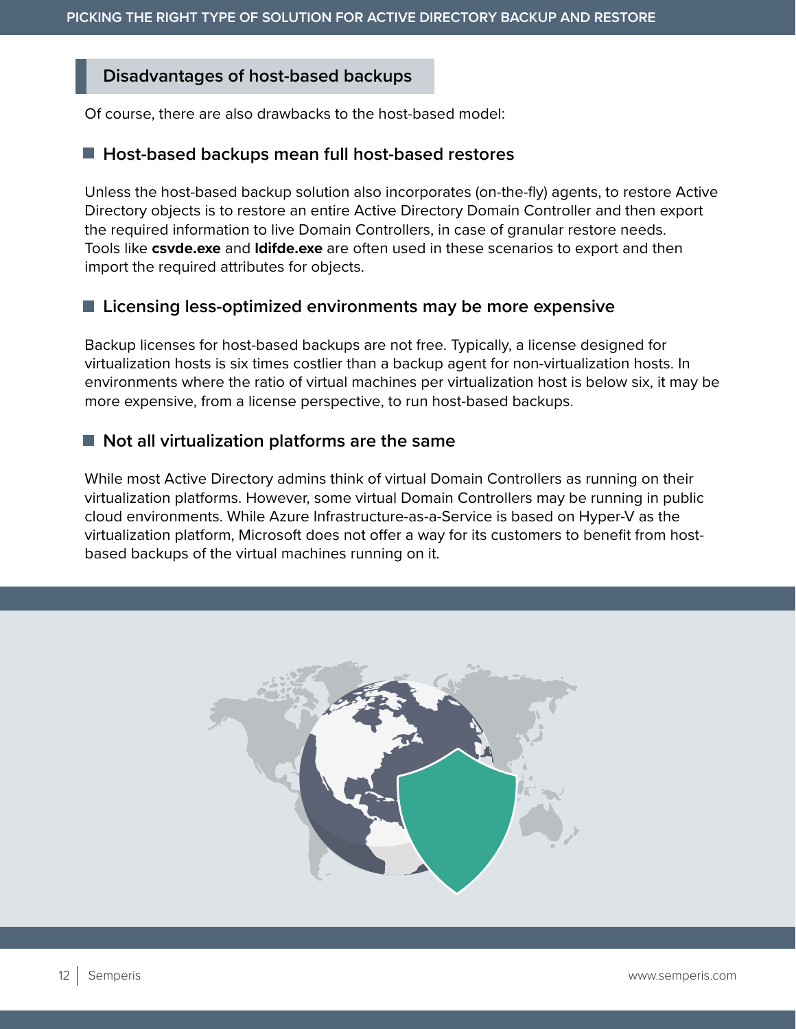## Disadvantages of host-based backups

Of course, there are also drawbacks to the host-based model:

### Host-based backups mean full host-based restores

Unless the host-based backup solution also incorporates (on-the-fly) agents, to restore Active Directory objects is to restore an entire Active Directory Domain Controller and then export the required information to live Domain Controllers, in case of granular restore needs. Tools like **csvde.exe** and **ldifde.exe** are often used in these scenarios to export and then import the required attributes for objects.

### Licensing less-optimized environments may be more expensive

Backup licenses for host-based backups are not free. Typically, a license designed for virtualization hosts is six times costlier than a backup agent for non-virtualization hosts. In environments where the ratio of virtual machines per virtualization host is below six, it may be more expensive, from a license perspective, to run host-based backups.

### Not all virtualization platforms are the same

While most Active Directory admins think of virtual Domain Controllers as running on their virtualization platforms. However, some virtual Domain Controllers may be running in public cloud environments. While Azure Infrastructure-as-a-Service is based on Hyper-V as the virtualization platform, Microsoft does not offer a way for its customers to benefit from host-based backups of the virtual machines running on it.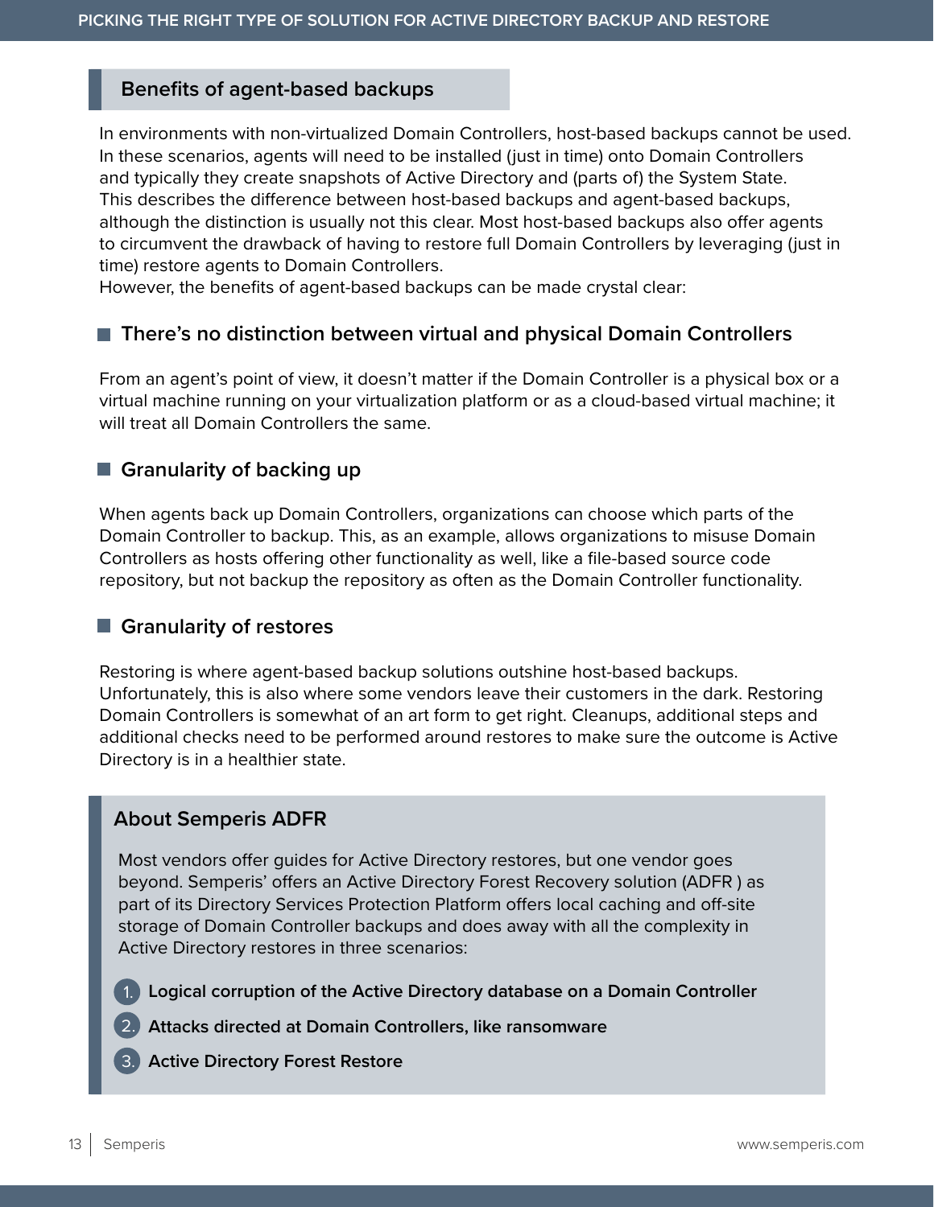## Benefits of agent-based backups

In environments with non-virtualized Domain Controllers, host-based backups cannot be used. In these scenarios, agents will need to be installed (just in time) onto Domain Controllers and typically they create snapshots of Active Directory and (parts of) the System State. This describes the difference between host-based backups and agent-based backups, although the distinction is usually not this clear. Most host-based backups also offer agents to circumvent the drawback of having to restore full Domain Controllers by leveraging (just in time) restore agents to Domain Controllers.

However, the benefits of agent-based backups can be made crystal clear:

### There's no distinction between virtual and physical Domain Controllers

From an agent's point of view, it doesn't matter if the Domain Controller is a physical box or a virtual machine running on your virtualization platform or as a cloud-based virtual machine; it will treat all Domain Controllers the same.

### Granularity of backing up

When agents back up Domain Controllers, organizations can choose which parts of the Domain Controller to backup. This, as an example, allows organizations to misuse Domain Controllers as hosts offering other functionality as well, like a file-based source code repository, but not backup the repository as often as the Domain Controller functionality.

### Granularity of restores

Restoring is where agent-based backup solutions outshine host-based backups. Unfortunately, this is also where some vendors leave their customers in the dark. Restoring Domain Controllers is somewhat of an art form to get right. Cleanups, additional steps and additional checks need to be performed around restores to make sure the outcome is Active Directory is in a healthier state.

### About Semperis ADFR

Most vendors offer guides for Active Directory restores, but one vendor goes beyond. Semperis' offers an Active Directory Forest Recovery solution (ADFR ) as part of its Directory Services Protection Platform offers local caching and off-site storage of Domain Controller backups and does away with all the complexity in Active Directory restores in three scenarios:

1. **Logical corruption of the Active Directory database on a Domain Controller**
2. **Attacks directed at Domain Controllers, like ransomware**
3. **Active Directory Forest Restore**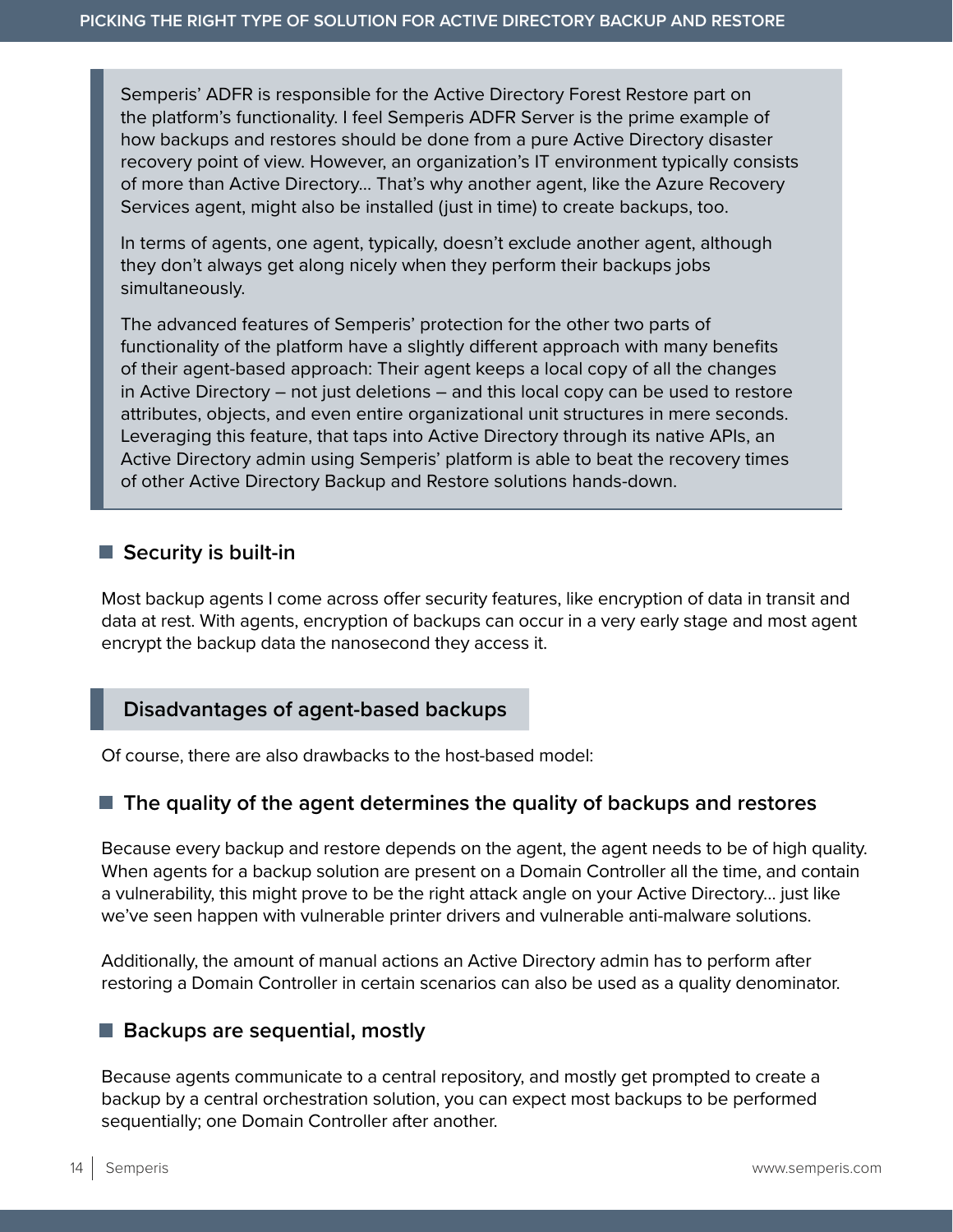> Semperis' ADFR is responsible for the Active Directory Forest Restore part on the platform's functionality. I feel Semperis ADFR Server is the prime example of how backups and restores should be done from a pure Active Directory disaster recovery point of view. However, an organization's IT environment typically consists of more than Active Directory… That's why another agent, like the Azure Recovery Services agent, might also be installed (just in time) to create backups, too.
>
> In terms of agents, one agent, typically, doesn't exclude another agent, although they don't always get along nicely when they perform their backups jobs simultaneously.
>
> The advanced features of Semperis' protection for the other two parts of functionality of the platform have a slightly different approach with many benefits of their agent-based approach: Their agent keeps a local copy of all the changes in Active Directory – not just deletions – and this local copy can be used to restore attributes, objects, and even entire organizational unit structures in mere seconds. Leveraging this feature, that taps into Active Directory through its native APIs, an Active Directory admin using Semperis' platform is able to beat the recovery times of other Active Directory Backup and Restore solutions hands-down.

### Security is built-in

Most backup agents I come across offer security features, like encryption of data in transit and data at rest. With agents, encryption of backups can occur in a very early stage and most agent encrypt the backup data the nanosecond they access it.

## Disadvantages of agent-based backups

Of course, there are also drawbacks to the host-based model:

### The quality of the agent determines the quality of backups and restores

Because every backup and restore depends on the agent, the agent needs to be of high quality. When agents for a backup solution are present on a Domain Controller all the time, and contain a vulnerability, this might prove to be the right attack angle on your Active Directory… just like we've seen happen with vulnerable printer drivers and vulnerable anti-malware solutions.

Additionally, the amount of manual actions an Active Directory admin has to perform after restoring a Domain Controller in certain scenarios can also be used as a quality denominator.

### Backups are sequential, mostly

Because agents communicate to a central repository, and mostly get prompted to create a backup by a central orchestration solution, you can expect most backups to be performed sequentially; one Domain Controller after another.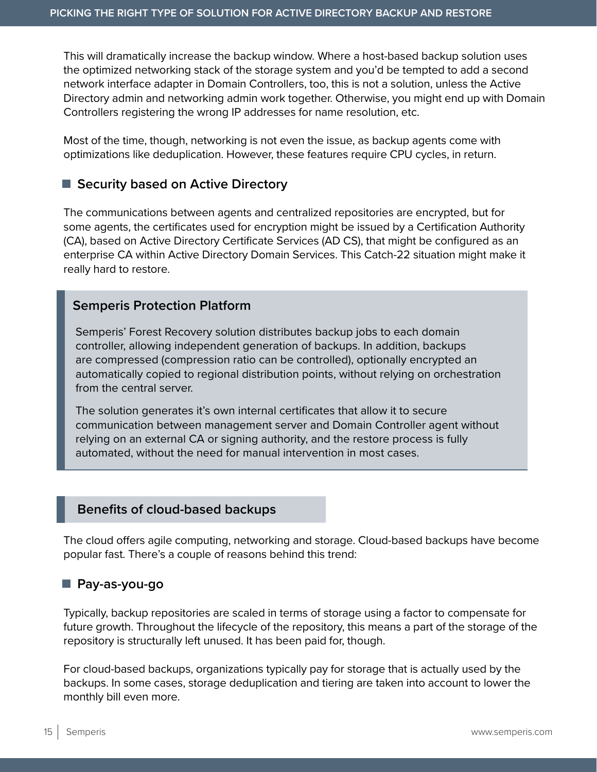This will dramatically increase the backup window. Where a host-based backup solution uses the optimized networking stack of the storage system and you'd be tempted to add a second network interface adapter in Domain Controllers, too, this is not a solution, unless the Active Directory admin and networking admin work together. Otherwise, you might end up with Domain Controllers registering the wrong IP addresses for name resolution, etc.

Most of the time, though, networking is not even the issue, as backup agents come with optimizations like deduplication. However, these features require CPU cycles, in return.

### Security based on Active Directory

The communications between agents and centralized repositories are encrypted, but for some agents, the certificates used for encryption might be issued by a Certification Authority (CA), based on Active Directory Certificate Services (AD CS), that might be configured as an enterprise CA within Active Directory Domain Services. This Catch-22 situation might make it really hard to restore.

> **Semperis Protection Platform**
>
> Semperis' Forest Recovery solution distributes backup jobs to each domain controller, allowing independent generation of backups. In addition, backups are compressed (compression ratio can be controlled), optionally encrypted an automatically copied to regional distribution points, without relying on orchestration from the central server.
>
> The solution generates it's own internal certificates that allow it to secure communication between management server and Domain Controller agent without relying on an external CA or signing authority, and the restore process is fully automated, without the need for manual intervention in most cases.

## Benefits of cloud-based backups

The cloud offers agile computing, networking and storage. Cloud-based backups have become popular fast. There's a couple of reasons behind this trend:

### Pay-as-you-go

Typically, backup repositories are scaled in terms of storage using a factor to compensate for future growth. Throughout the lifecycle of the repository, this means a part of the storage of the repository is structurally left unused. It has been paid for, though.

For cloud-based backups, organizations typically pay for storage that is actually used by the backups. In some cases, storage deduplication and tiering are taken into account to lower the monthly bill even more.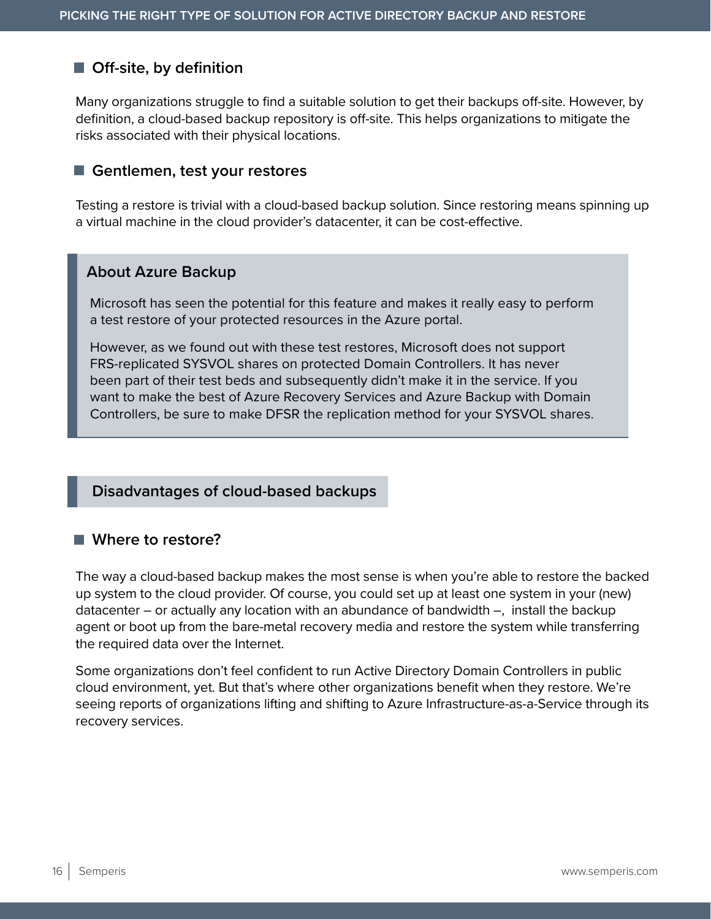### Off-site, by definition

Many organizations struggle to find a suitable solution to get their backups off-site. However, by definition, a cloud-based backup repository is off-site. This helps organizations to mitigate the risks associated with their physical locations.

### Gentlemen, test your restores

Testing a restore is trivial with a cloud-based backup solution. Since restoring means spinning up a virtual machine in the cloud provider's datacenter, it can be cost-effective.

> **About Azure Backup**
>
> Microsoft has seen the potential for this feature and makes it really easy to perform a test restore of your protected resources in the Azure portal.
>
> However, as we found out with these test restores, Microsoft does not support FRS-replicated SYSVOL shares on protected Domain Controllers. It has never been part of their test beds and subsequently didn't make it in the service. If you want to make the best of Azure Recovery Services and Azure Backup with Domain Controllers, be sure to make DFSR the replication method for your SYSVOL shares.

## Disadvantages of cloud-based backups

### Where to restore?

The way a cloud-based backup makes the most sense is when you're able to restore the backed up system to the cloud provider. Of course, you could set up at least one system in your (new) datacenter – or actually any location with an abundance of bandwidth –, install the backup agent or boot up from the bare-metal recovery media and restore the system while transferring the required data over the Internet.

Some organizations don't feel confident to run Active Directory Domain Controllers in public cloud environment, yet. But that's where other organizations benefit when they restore. We're seeing reports of organizations lifting and shifting to Azure Infrastructure-as-a-Service through its recovery services.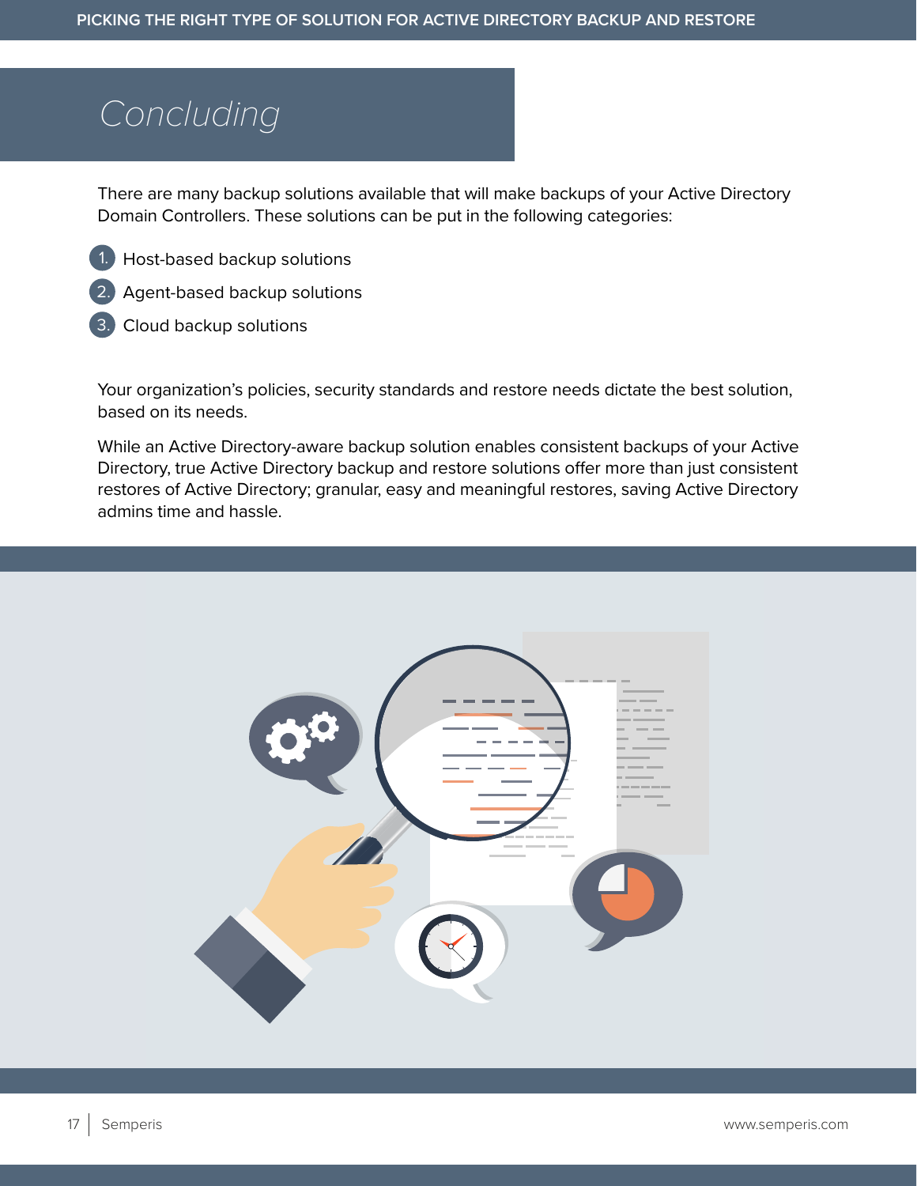# Concluding

There are many backup solutions available that will make backups of your Active Directory Domain Controllers. These solutions can be put in the following categories:

1. Host-based backup solutions
2. Agent-based backup solutions
3. Cloud backup solutions

Your organization's policies, security standards and restore needs dictate the best solution, based on its needs.

While an Active Directory-aware backup solution enables consistent backups of your Active Directory, true Active Directory backup and restore solutions offer more than just consistent restores of Active Directory; granular, easy and meaningful restores, saving Active Directory admins time and hassle.